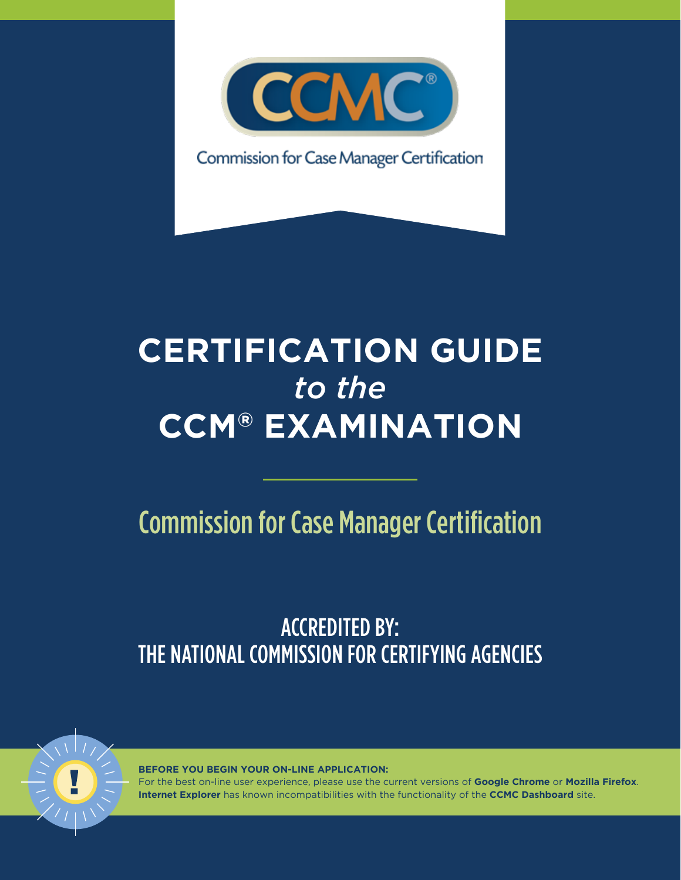Commission for Case Manager Certification

# CERTIFICATION GUIDE *to the* CCM® EXAMINATION

## Commission for Case Manager Certification

ACCREDITED BY:
THE NATIONAL COMMISSION FOR CERTIFYING AGENCIES

**BEFORE YOU BEGIN YOUR ON-LINE APPLICATION:**
For the best on-line user experience, please use the current versions of **Google Chrome** or **Mozilla Firefox**. **Internet Explorer** has known incompatibilities with the functionality of the **CCMC Dashboard** site.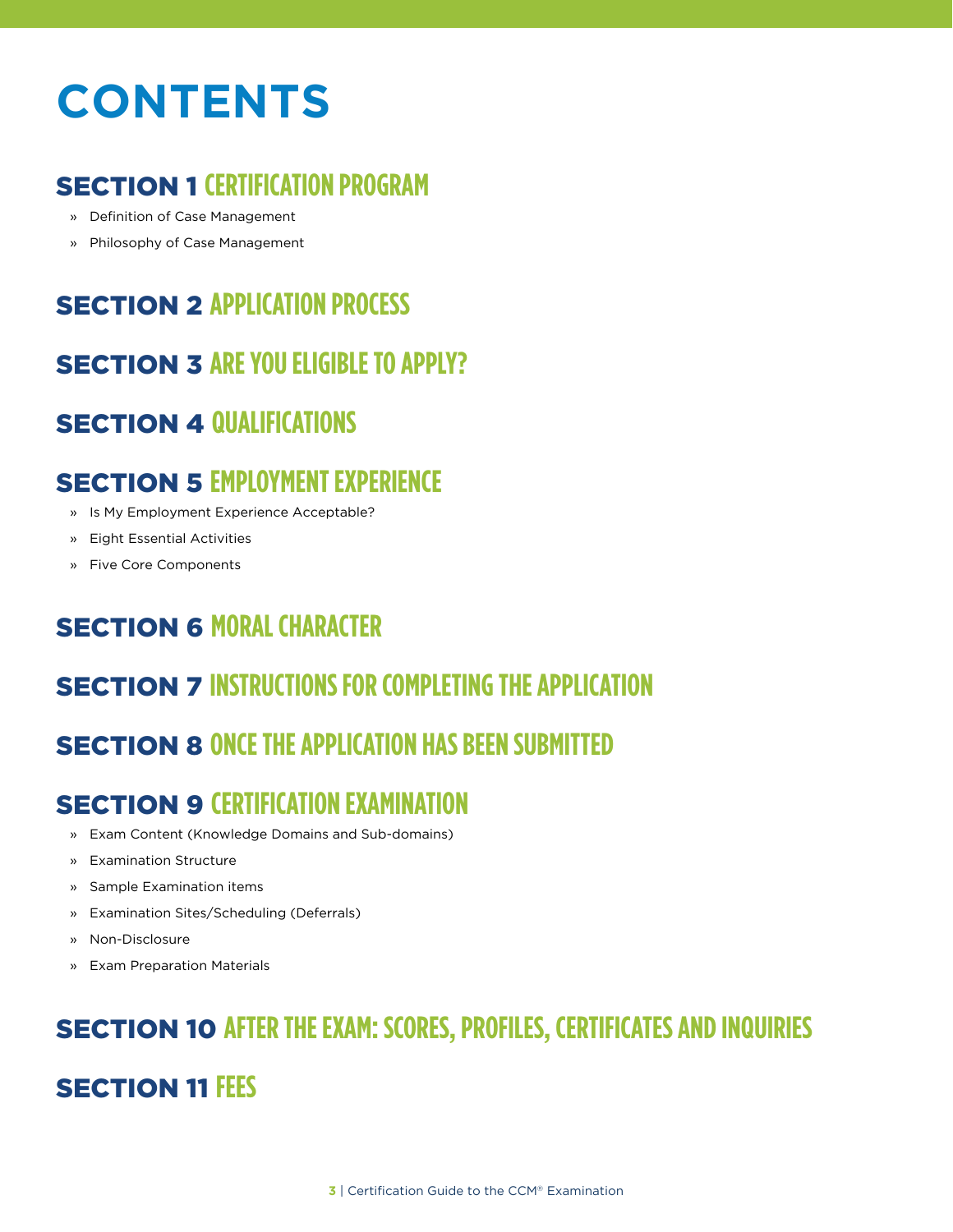# CONTENTS

## SECTION 1 CERTIFICATION PROGRAM

- Definition of Case Management
- Philosophy of Case Management

## SECTION 2 APPLICATION PROCESS

## SECTION 3 ARE YOU ELIGIBLE TO APPLY?

## SECTION 4 QUALIFICATIONS

## SECTION 5 EMPLOYMENT EXPERIENCE

- Is My Employment Experience Acceptable?
- Eight Essential Activities
- Five Core Components

## SECTION 6 MORAL CHARACTER

## SECTION 7 INSTRUCTIONS FOR COMPLETING THE APPLICATION

## SECTION 8 ONCE THE APPLICATION HAS BEEN SUBMITTED

## SECTION 9 CERTIFICATION EXAMINATION

- Exam Content (Knowledge Domains and Sub-domains)
- Examination Structure
- Sample Examination items
- Examination Sites/Scheduling (Deferrals)
- Non-Disclosure
- Exam Preparation Materials

## SECTION 10 AFTER THE EXAM: SCORES, PROFILES, CERTIFICATES AND INQUIRIES

## SECTION 11 FEES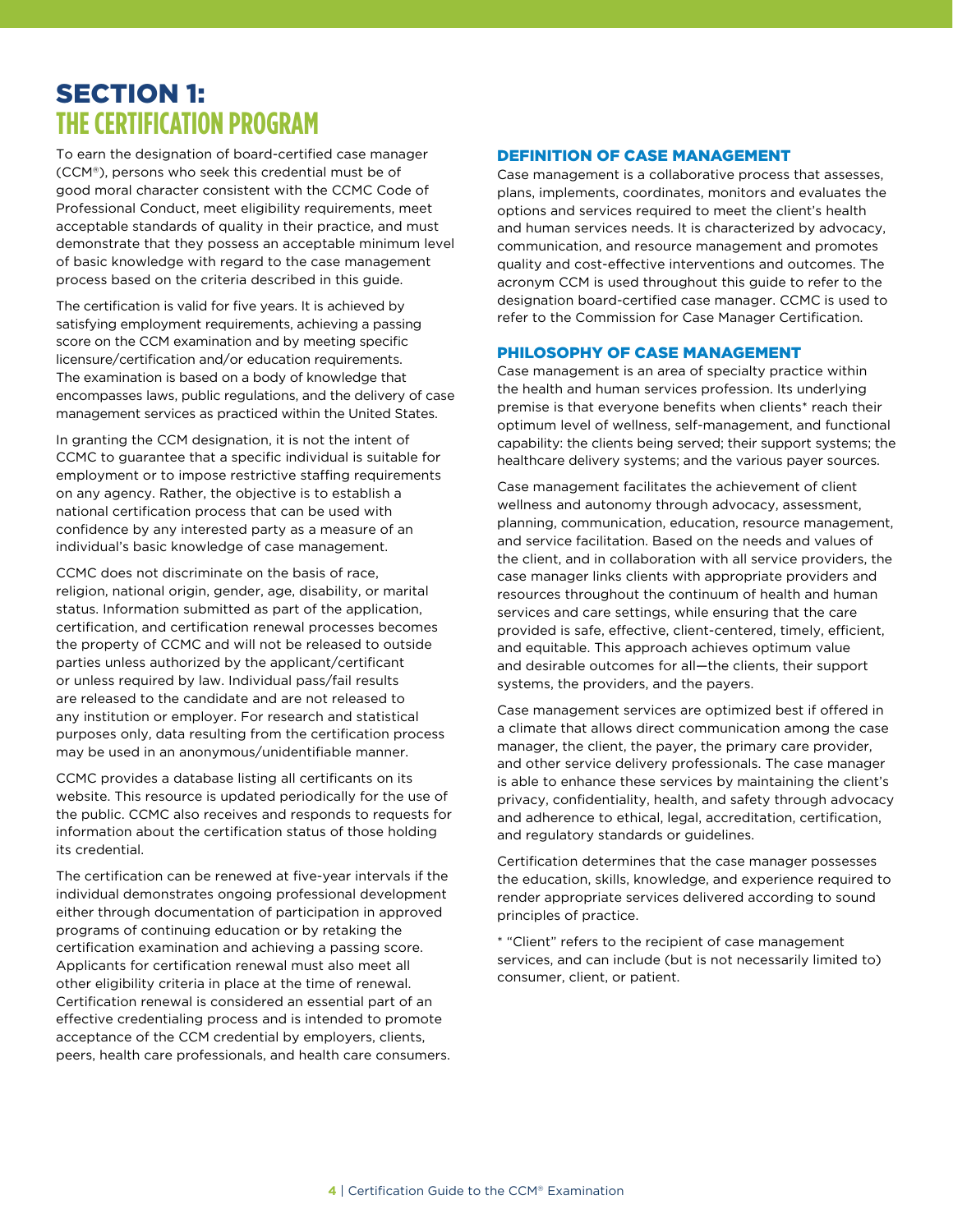# SECTION 1: THE CERTIFICATION PROGRAM

To earn the designation of board-certified case manager (CCM®), persons who seek this credential must be of good moral character consistent with the CCMC Code of Professional Conduct, meet eligibility requirements, meet acceptable standards of quality in their practice, and must demonstrate that they possess an acceptable minimum level of basic knowledge with regard to the case management process based on the criteria described in this guide.

The certification is valid for five years. It is achieved by satisfying employment requirements, achieving a passing score on the CCM examination and by meeting specific licensure/certification and/or education requirements. The examination is based on a body of knowledge that encompasses laws, public regulations, and the delivery of case management services as practiced within the United States.

In granting the CCM designation, it is not the intent of CCMC to guarantee that a specific individual is suitable for employment or to impose restrictive staffing requirements on any agency. Rather, the objective is to establish a national certification process that can be used with confidence by any interested party as a measure of an individual's basic knowledge of case management.

CCMC does not discriminate on the basis of race, religion, national origin, gender, age, disability, or marital status. Information submitted as part of the application, certification, and certification renewal processes becomes the property of CCMC and will not be released to outside parties unless authorized by the applicant/certificant or unless required by law. Individual pass/fail results are released to the candidate and are not released to any institution or employer. For research and statistical purposes only, data resulting from the certification process may be used in an anonymous/unidentifiable manner.

CCMC provides a database listing all certificants on its website. This resource is updated periodically for the use of the public. CCMC also receives and responds to requests for information about the certification status of those holding its credential.

The certification can be renewed at five-year intervals if the individual demonstrates ongoing professional development either through documentation of participation in approved programs of continuing education or by retaking the certification examination and achieving a passing score. Applicants for certification renewal must also meet all other eligibility criteria in place at the time of renewal. Certification renewal is considered an essential part of an effective credentialing process and is intended to promote acceptance of the CCM credential by employers, clients, peers, health care professionals, and health care consumers.

## DEFINITION OF CASE MANAGEMENT

Case management is a collaborative process that assesses, plans, implements, coordinates, monitors and evaluates the options and services required to meet the client's health and human services needs. It is characterized by advocacy, communication, and resource management and promotes quality and cost-effective interventions and outcomes. The acronym CCM is used throughout this guide to refer to the designation board-certified case manager. CCMC is used to refer to the Commission for Case Manager Certification.

## PHILOSOPHY OF CASE MANAGEMENT

Case management is an area of specialty practice within the health and human services profession. Its underlying premise is that everyone benefits when clients* reach their optimum level of wellness, self-management, and functional capability: the clients being served; their support systems; the healthcare delivery systems; and the various payer sources.

Case management facilitates the achievement of client wellness and autonomy through advocacy, assessment, planning, communication, education, resource management, and service facilitation. Based on the needs and values of the client, and in collaboration with all service providers, the case manager links clients with appropriate providers and resources throughout the continuum of health and human services and care settings, while ensuring that the care provided is safe, effective, client-centered, timely, efficient, and equitable. This approach achieves optimum value and desirable outcomes for all—the clients, their support systems, the providers, and the payers.

Case management services are optimized best if offered in a climate that allows direct communication among the case manager, the client, the payer, the primary care provider, and other service delivery professionals. The case manager is able to enhance these services by maintaining the client's privacy, confidentiality, health, and safety through advocacy and adherence to ethical, legal, accreditation, certification, and regulatory standards or guidelines.

Certification determines that the case manager possesses the education, skills, knowledge, and experience required to render appropriate services delivered according to sound principles of practice.

* "Client" refers to the recipient of case management services, and can include (but is not necessarily limited to) consumer, client, or patient.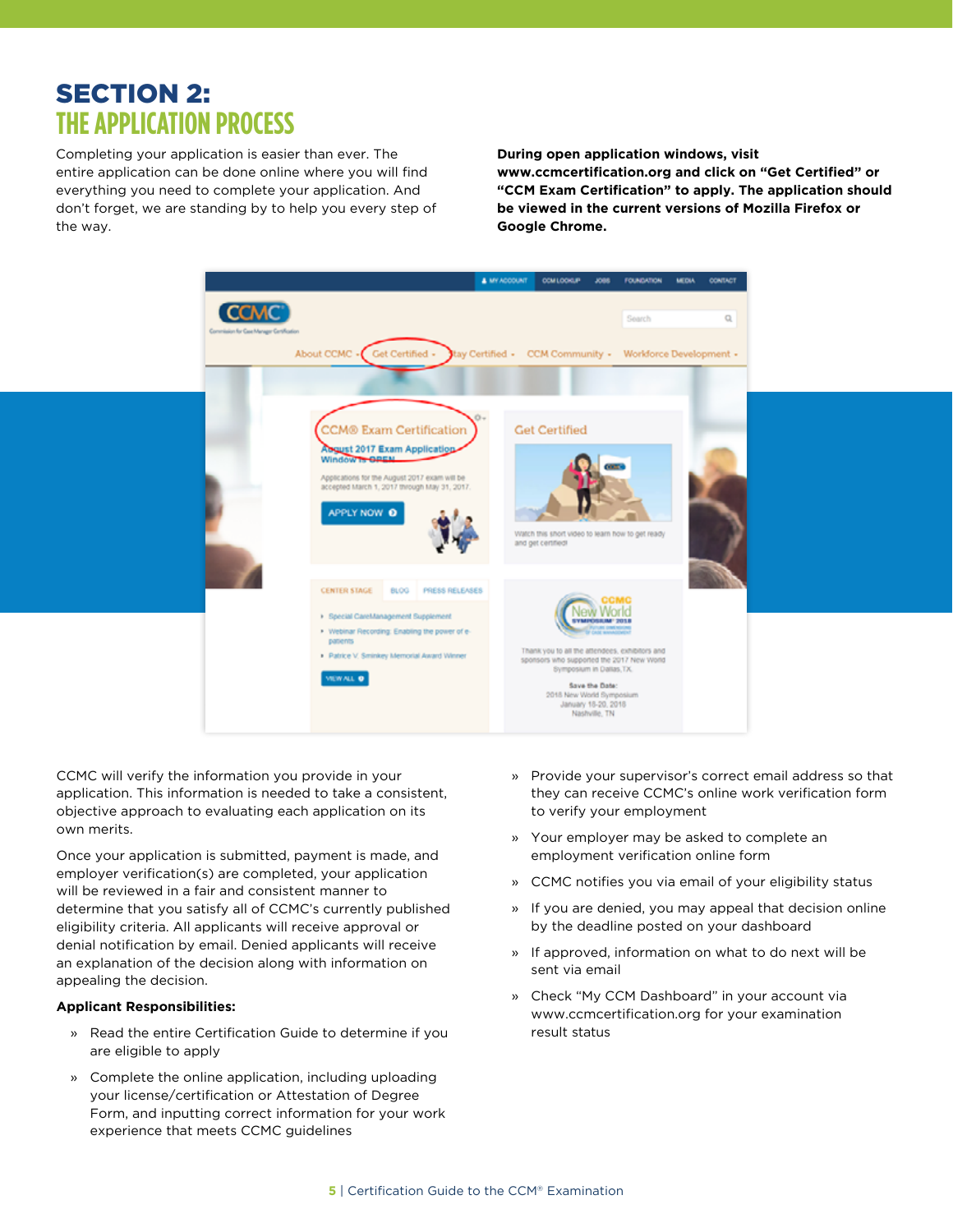# SECTION 2:
## THE APPLICATION PROCESS

Completing your application is easier than ever. The entire application can be done online where you will find everything you need to complete your application. And don't forget, we are standing by to help you every step of the way.

**During open application windows, visit www.ccmcertification.org and click on "Get Certified" or "CCM Exam Certification" to apply. The application should be viewed in the current versions of Mozilla Firefox or Google Chrome.**

CCMC will verify the information you provide in your application. This information is needed to take a consistent, objective approach to evaluating each application on its own merits.

Once your application is submitted, payment is made, and employer verification(s) are completed, your application will be reviewed in a fair and consistent manner to determine that you satisfy all of CCMC's currently published eligibility criteria. All applicants will receive approval or denial notification by email. Denied applicants will receive an explanation of the decision along with information on appealing the decision.

**Applicant Responsibilities:**

- Read the entire Certification Guide to determine if you are eligible to apply
- Complete the online application, including uploading your license/certification or Attestation of Degree Form, and inputting correct information for your work experience that meets CCMC guidelines
- Provide your supervisor's correct email address so that they can receive CCMC's online work verification form to verify your employment
- Your employer may be asked to complete an employment verification online form
- CCMC notifies you via email of your eligibility status
- If you are denied, you may appeal that decision online by the deadline posted on your dashboard
- If approved, information on what to do next will be sent via email
- Check "My CCM Dashboard" in your account via www.ccmcertification.org for your examination result status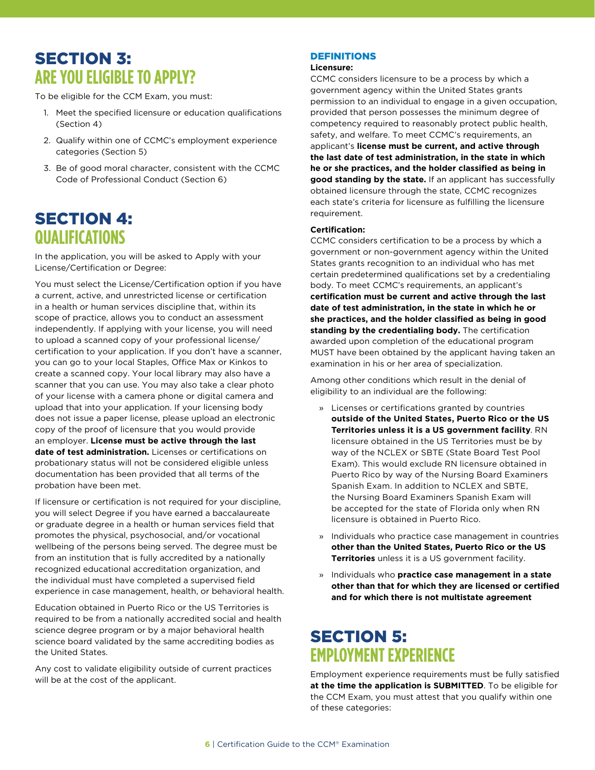# SECTION 3: ARE YOU ELIGIBLE TO APPLY?

To be eligible for the CCM Exam, you must:

1. Meet the specified licensure or education qualifications (Section 4)
2. Qualify within one of CCMC's employment experience categories (Section 5)
3. Be of good moral character, consistent with the CCMC Code of Professional Conduct (Section 6)

# SECTION 4: QUALIFICATIONS

In the application, you will be asked to Apply with your License/Certification or Degree:

You must select the License/Certification option if you have a current, active, and unrestricted license or certification in a health or human services discipline that, within its scope of practice, allows you to conduct an assessment independently. If applying with your license, you will need to upload a scanned copy of your professional license/certification to your application. If you don't have a scanner, you can go to your local Staples, Office Max or Kinkos to create a scanned copy. Your local library may also have a scanner that you can use. You may also take a clear photo of your license with a camera phone or digital camera and upload that into your application. If your licensing body does not issue a paper license, please upload an electronic copy of the proof of licensure that you would provide an employer. **License must be active through the last date of test administration.** Licenses or certifications on probationary status will not be considered eligible unless documentation has been provided that all terms of the probation have been met.

If licensure or certification is not required for your discipline, you will select Degree if you have earned a baccalaureate or graduate degree in a health or human services field that promotes the physical, psychosocial, and/or vocational wellbeing of the persons being served. The degree must be from an institution that is fully accredited by a nationally recognized educational accreditation organization, and the individual must have completed a supervised field experience in case management, health, or behavioral health.

Education obtained in Puerto Rico or the US Territories is required to be from a nationally accredited social and health science degree program or by a major behavioral health science board validated by the same accrediting bodies as the United States.

Any cost to validate eligibility outside of current practices will be at the cost of the applicant.

## DEFINITIONS

**Licensure:**

CCMC considers licensure to be a process by which a government agency within the United States grants permission to an individual to engage in a given occupation, provided that person possesses the minimum degree of competency required to reasonably protect public health, safety, and welfare. To meet CCMC's requirements, an applicant's **license must be current, and active through the last date of test administration, in the state in which he or she practices, and the holder classified as being in good standing by the state.** If an applicant has successfully obtained licensure through the state, CCMC recognizes each state's criteria for licensure as fulfilling the licensure requirement.

**Certification:**

CCMC considers certification to be a process by which a government or non-government agency within the United States grants recognition to an individual who has met certain predetermined qualifications set by a credentialing body. To meet CCMC's requirements, an applicant's **certification must be current and active through the last date of test administration, in the state in which he or she practices, and the holder classified as being in good standing by the credentialing body.** The certification awarded upon completion of the educational program MUST have been obtained by the applicant having taken an examination in his or her area of specialization.

Among other conditions which result in the denial of eligibility to an individual are the following:

- Licenses or certifications granted by countries **outside of the United States, Puerto Rico or the US Territories unless it is a US government facility**. RN licensure obtained in the US Territories must be by way of the NCLEX or SBTE (State Board Test Pool Exam). This would exclude RN licensure obtained in Puerto Rico by way of the Nursing Board Examiners Spanish Exam. In addition to NCLEX and SBTE, the Nursing Board Examiners Spanish Exam will be accepted for the state of Florida only when RN licensure is obtained in Puerto Rico.
- Individuals who practice case management in countries **other than the United States, Puerto Rico or the US Territories** unless it is a US government facility.
- Individuals who **practice case management in a state other than that for which they are licensed or certified and for which there is not multistate agreement**

# SECTION 5: EMPLOYMENT EXPERIENCE

Employment experience requirements must be fully satisfied **at the time the application is SUBMITTED**. To be eligible for the CCM Exam, you must attest that you qualify within one of these categories: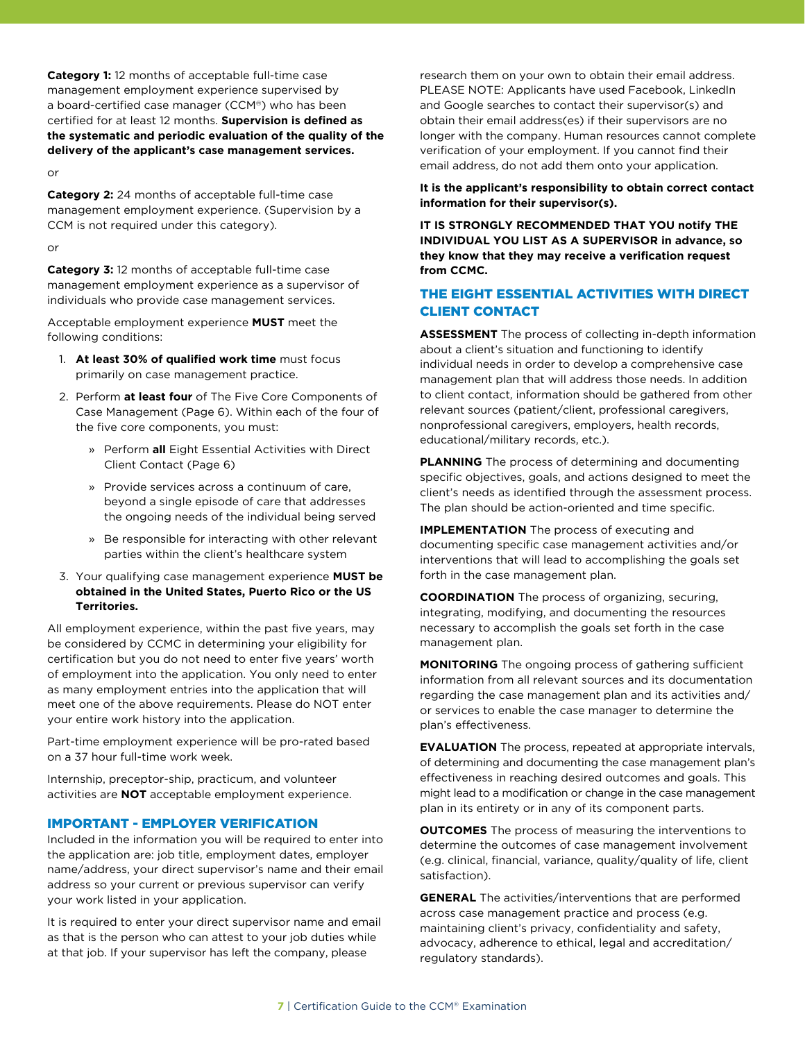**Category 1:** 12 months of acceptable full-time case management employment experience supervised by a board-certified case manager (CCM®) who has been certified for at least 12 months. **Supervision is defined as the systematic and periodic evaluation of the quality of the delivery of the applicant's case management services.**

or

**Category 2:** 24 months of acceptable full-time case management employment experience. (Supervision by a CCM is not required under this category).

or

**Category 3:** 12 months of acceptable full-time case management employment experience as a supervisor of individuals who provide case management services.

Acceptable employment experience **MUST** meet the following conditions:

1. **At least 30% of qualified work time** must focus primarily on case management practice.
2. Perform **at least four** of The Five Core Components of Case Management (Page 6). Within each of the four of the five core components, you must:
   - Perform **all** Eight Essential Activities with Direct Client Contact (Page 6)
   - Provide services across a continuum of care, beyond a single episode of care that addresses the ongoing needs of the individual being served
   - Be responsible for interacting with other relevant parties within the client's healthcare system
3. Your qualifying case management experience **MUST be obtained in the United States, Puerto Rico or the US Territories.**

All employment experience, within the past five years, may be considered by CCMC in determining your eligibility for certification but you do not need to enter five years' worth of employment into the application. You only need to enter as many employment entries into the application that will meet one of the above requirements. Please do NOT enter your entire work history into the application.

Part-time employment experience will be pro-rated based on a 37 hour full-time work week.

Internship, preceptor-ship, practicum, and volunteer activities are **NOT** acceptable employment experience.

## IMPORTANT - EMPLOYER VERIFICATION

Included in the information you will be required to enter into the application are: job title, employment dates, employer name/address, your direct supervisor's name and their email address so your current or previous supervisor can verify your work listed in your application.

It is required to enter your direct supervisor name and email as that is the person who can attest to your job duties while at that job. If your supervisor has left the company, please research them on your own to obtain their email address. PLEASE NOTE: Applicants have used Facebook, LinkedIn and Google searches to contact their supervisor(s) and obtain their email address(es) if their supervisors are no longer with the company. Human resources cannot complete verification of your employment. If you cannot find their email address, do not add them onto your application.

**It is the applicant's responsibility to obtain correct contact information for their supervisor(s).**

**IT IS STRONGLY RECOMMENDED THAT YOU notify THE INDIVIDUAL YOU LIST AS A SUPERVISOR in advance, so they know that they may receive a verification request from CCMC.**

## THE EIGHT ESSENTIAL ACTIVITIES WITH DIRECT CLIENT CONTACT

**ASSESSMENT** The process of collecting in-depth information about a client's situation and functioning to identify individual needs in order to develop a comprehensive case management plan that will address those needs. In addition to client contact, information should be gathered from other relevant sources (patient/client, professional caregivers, nonprofessional caregivers, employers, health records, educational/military records, etc.).

**PLANNING** The process of determining and documenting specific objectives, goals, and actions designed to meet the client's needs as identified through the assessment process. The plan should be action-oriented and time specific.

**IMPLEMENTATION** The process of executing and documenting specific case management activities and/or interventions that will lead to accomplishing the goals set forth in the case management plan.

**COORDINATION** The process of organizing, securing, integrating, modifying, and documenting the resources necessary to accomplish the goals set forth in the case management plan.

**MONITORING** The ongoing process of gathering sufficient information from all relevant sources and its documentation regarding the case management plan and its activities and/or services to enable the case manager to determine the plan's effectiveness.

**EVALUATION** The process, repeated at appropriate intervals, of determining and documenting the case management plan's effectiveness in reaching desired outcomes and goals. This might lead to a modification or change in the case management plan in its entirety or in any of its component parts.

**OUTCOMES** The process of measuring the interventions to determine the outcomes of case management involvement (e.g. clinical, financial, variance, quality/quality of life, client satisfaction).

**GENERAL** The activities/interventions that are performed across case management practice and process (e.g. maintaining client's privacy, confidentiality and safety, advocacy, adherence to ethical, legal and accreditation/regulatory standards).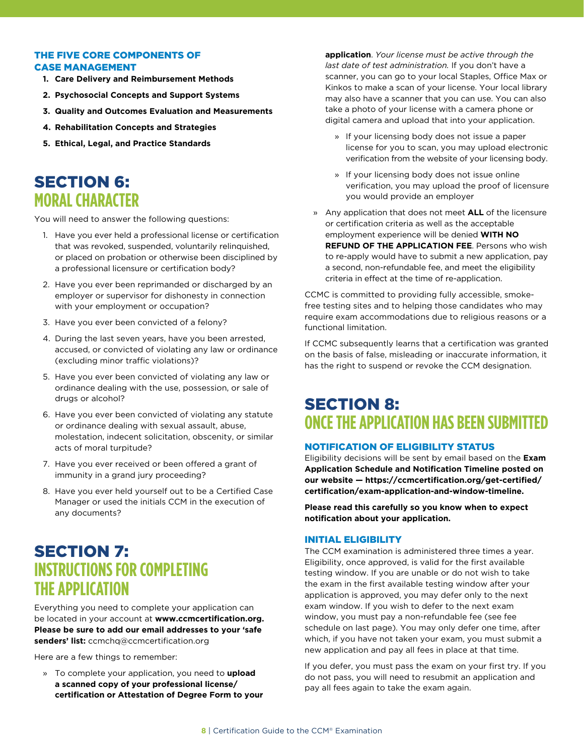### THE FIVE CORE COMPONENTS OF CASE MANAGEMENT

1. **Care Delivery and Reimbursement Methods**
2. **Psychosocial Concepts and Support Systems**
3. **Quality and Outcomes Evaluation and Measurements**
4. **Rehabilitation Concepts and Strategies**
5. **Ethical, Legal, and Practice Standards**

## SECTION 6: MORAL CHARACTER

You will need to answer the following questions:

1. Have you ever held a professional license or certification that was revoked, suspended, voluntarily relinquished, or placed on probation or otherwise been disciplined by a professional licensure or certification body?
2. Have you ever been reprimanded or discharged by an employer or supervisor for dishonesty in connection with your employment or occupation?
3. Have you ever been convicted of a felony?
4. During the last seven years, have you been arrested, accused, or convicted of violating any law or ordinance (excluding minor traffic violations)?
5. Have you ever been convicted of violating any law or ordinance dealing with the use, possession, or sale of drugs or alcohol?
6. Have you ever been convicted of violating any statute or ordinance dealing with sexual assault, abuse, molestation, indecent solicitation, obscenity, or similar acts of moral turpitude?
7. Have you ever received or been offered a grant of immunity in a grand jury proceeding?
8. Have you ever held yourself out to be a Certified Case Manager or used the initials CCM in the execution of any documents?

## SECTION 7: INSTRUCTIONS FOR COMPLETING THE APPLICATION

Everything you need to complete your application can be located in your account at **www.ccmcertification.org. Please be sure to add our email addresses to your 'safe senders' list:** ccmchq@ccmcertification.org

Here are a few things to remember:

- To complete your application, you need to **upload a scanned copy of your professional license/ certification or Attestation of Degree Form to your application**. *Your license must be active through the last date of test administration.* If you don't have a scanner, you can go to your local Staples, Office Max or Kinkos to make a scan of your license. Your local library may also have a scanner that you can use. You can also take a photo of your license with a camera phone or digital camera and upload that into your application.
    - If your licensing body does not issue a paper license for you to scan, you may upload electronic verification from the website of your licensing body.
    - If your licensing body does not issue online verification, you may upload the proof of licensure you would provide an employer
- Any application that does not meet **ALL** of the licensure or certification criteria as well as the acceptable employment experience will be denied **WITH NO REFUND OF THE APPLICATION FEE**. Persons who wish to re-apply would have to submit a new application, pay a second, non-refundable fee, and meet the eligibility criteria in effect at the time of re-application.

CCMC is committed to providing fully accessible, smoke-free testing sites and to helping those candidates who may require exam accommodations due to religious reasons or a functional limitation.

If CCMC subsequently learns that a certification was granted on the basis of false, misleading or inaccurate information, it has the right to suspend or revoke the CCM designation.

## SECTION 8: ONCE THE APPLICATION HAS BEEN SUBMITTED

### NOTIFICATION OF ELIGIBILITY STATUS

Eligibility decisions will be sent by email based on the **Exam Application Schedule and Notification Timeline posted on our website — https://ccmcertification.org/get-certified/certification/exam-application-and-window-timeline.**

**Please read this carefully so you know when to expect notification about your application.**

### INITIAL ELIGIBILITY

The CCM examination is administered three times a year. Eligibility, once approved, is valid for the first available testing window. If you are unable or do not wish to take the exam in the first available testing window after your application is approved, you may defer only to the next exam window. If you wish to defer to the next exam window, you must pay a non-refundable fee (see fee schedule on last page). You may only defer one time, after which, if you have not taken your exam, you must submit a new application and pay all fees in place at that time.

If you defer, you must pass the exam on your first try. If you do not pass, you will need to resubmit an application and pay all fees again to take the exam again.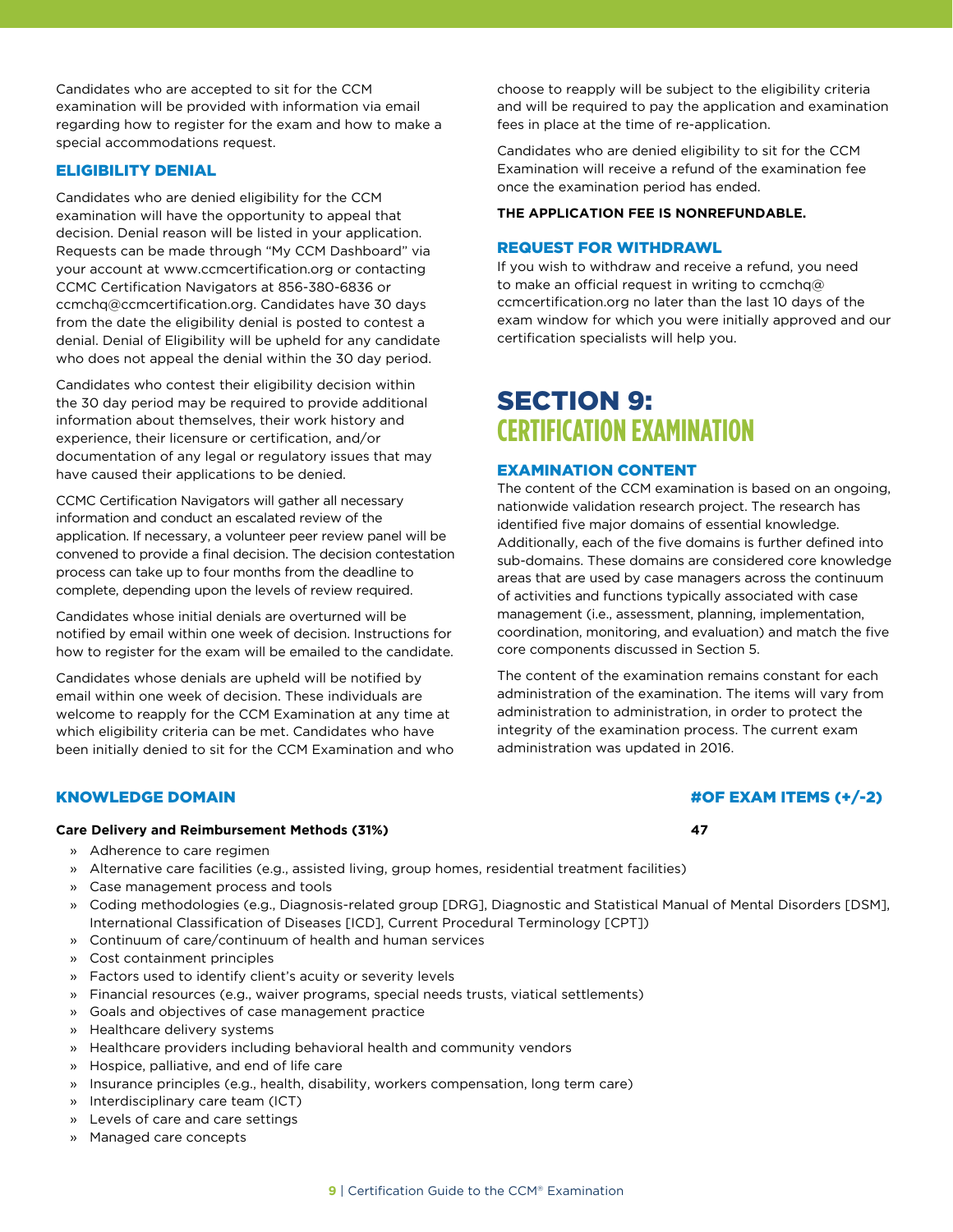Candidates who are accepted to sit for the CCM examination will be provided with information via email regarding how to register for the exam and how to make a special accommodations request.

### ELIGIBILITY DENIAL

Candidates who are denied eligibility for the CCM examination will have the opportunity to appeal that decision. Denial reason will be listed in your application. Requests can be made through "My CCM Dashboard" via your account at www.ccmcertification.org or contacting CCMC Certification Navigators at 856-380-6836 or ccmchq@ccmcertification.org. Candidates have 30 days from the date the eligibility denial is posted to contest a denial. Denial of Eligibility will be upheld for any candidate who does not appeal the denial within the 30 day period.

Candidates who contest their eligibility decision within the 30 day period may be required to provide additional information about themselves, their work history and experience, their licensure or certification, and/or documentation of any legal or regulatory issues that may have caused their applications to be denied.

CCMC Certification Navigators will gather all necessary information and conduct an escalated review of the application. If necessary, a volunteer peer review panel will be convened to provide a final decision. The decision contestation process can take up to four months from the deadline to complete, depending upon the levels of review required.

Candidates whose initial denials are overturned will be notified by email within one week of decision. Instructions for how to register for the exam will be emailed to the candidate.

Candidates whose denials are upheld will be notified by email within one week of decision. These individuals are welcome to reapply for the CCM Examination at any time at which eligibility criteria can be met. Candidates who have been initially denied to sit for the CCM Examination and who choose to reapply will be subject to the eligibility criteria and will be required to pay the application and examination fees in place at the time of re-application.

Candidates who are denied eligibility to sit for the CCM Examination will receive a refund of the examination fee once the examination period has ended.

**THE APPLICATION FEE IS NONREFUNDABLE.**

### REQUEST FOR WITHDRAWL

If you wish to withdraw and receive a refund, you need to make an official request in writing to ccmchq@ccmcertification.org no later than the last 10 days of the exam window for which you were initially approved and our certification specialists will help you.

## SECTION 9: CERTIFICATION EXAMINATION

### EXAMINATION CONTENT

The content of the CCM examination is based on an ongoing, nationwide validation research project. The research has identified five major domains of essential knowledge. Additionally, each of the five domains is further defined into sub-domains. These domains are considered core knowledge areas that are used by case managers across the continuum of activities and functions typically associated with case management (i.e., assessment, planning, implementation, coordination, monitoring, and evaluation) and match the five core components discussed in Section 5.

The content of the examination remains constant for each administration of the examination. The items will vary from administration to administration, in order to protect the integrity of the examination process. The current exam administration was updated in 2016.

| KNOWLEDGE DOMAIN | #OF EXAM ITEMS (+/-2) |
|---|---|
| **Care Delivery and Reimbursement Methods (31%)** | **47** |

- Adherence to care regimen
- Alternative care facilities (e.g., assisted living, group homes, residential treatment facilities)
- Case management process and tools
- Coding methodologies (e.g., Diagnosis-related group [DRG], Diagnostic and Statistical Manual of Mental Disorders [DSM], International Classification of Diseases [ICD], Current Procedural Terminology [CPT])
- Continuum of care/continuum of health and human services
- Cost containment principles
- Factors used to identify client's acuity or severity levels
- Financial resources (e.g., waiver programs, special needs trusts, viatical settlements)
- Goals and objectives of case management practice
- Healthcare delivery systems
- Healthcare providers including behavioral health and community vendors
- Hospice, palliative, and end of life care
- Insurance principles (e.g., health, disability, workers compensation, long term care)
- Interdisciplinary care team (ICT)
- Levels of care and care settings
- Managed care concepts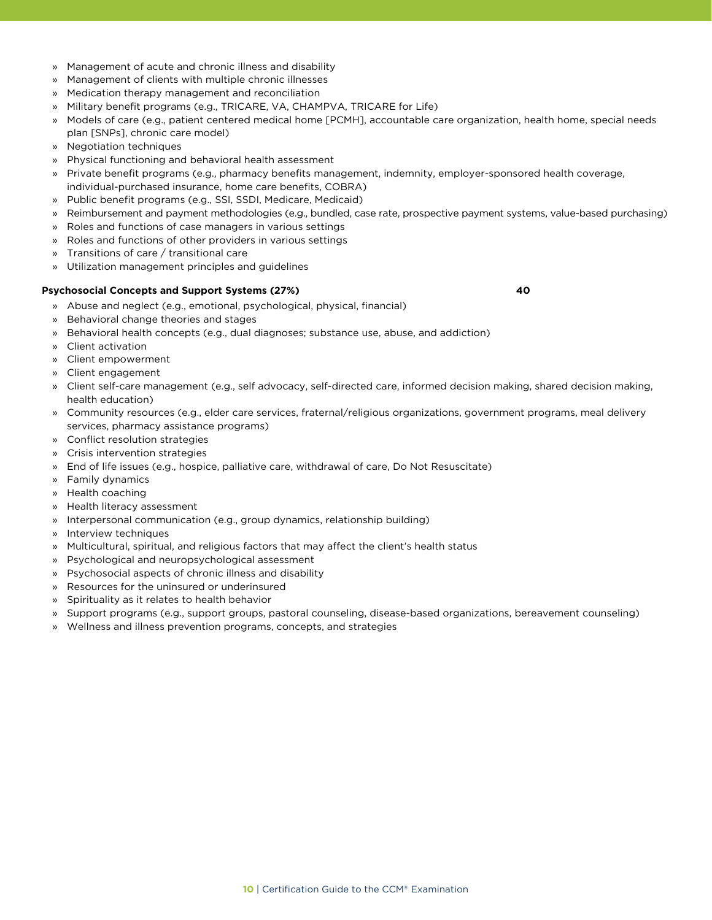- Management of acute and chronic illness and disability
- Management of clients with multiple chronic illnesses
- Medication therapy management and reconciliation
- Military benefit programs (e.g., TRICARE, VA, CHAMPVA, TRICARE for Life)
- Models of care (e.g., patient centered medical home [PCMH], accountable care organization, health home, special needs plan [SNPs], chronic care model)
- Negotiation techniques
- Physical functioning and behavioral health assessment
- Private benefit programs (e.g., pharmacy benefits management, indemnity, employer-sponsored health coverage, individual-purchased insurance, home care benefits, COBRA)
- Public benefit programs (e.g., SSI, SSDI, Medicare, Medicaid)
- Reimbursement and payment methodologies (e.g., bundled, case rate, prospective payment systems, value-based purchasing)
- Roles and functions of case managers in various settings
- Roles and functions of other providers in various settings
- Transitions of care / transitional care
- Utilization management principles and guidelines

**Psychosocial Concepts and Support Systems (27%)** **40**

- Abuse and neglect (e.g., emotional, psychological, physical, financial)
- Behavioral change theories and stages
- Behavioral health concepts (e.g., dual diagnoses; substance use, abuse, and addiction)
- Client activation
- Client empowerment
- Client engagement
- Client self-care management (e.g., self advocacy, self-directed care, informed decision making, shared decision making, health education)
- Community resources (e.g., elder care services, fraternal/religious organizations, government programs, meal delivery services, pharmacy assistance programs)
- Conflict resolution strategies
- Crisis intervention strategies
- End of life issues (e.g., hospice, palliative care, withdrawal of care, Do Not Resuscitate)
- Family dynamics
- Health coaching
- Health literacy assessment
- Interpersonal communication (e.g., group dynamics, relationship building)
- Interview techniques
- Multicultural, spiritual, and religious factors that may affect the client's health status
- Psychological and neuropsychological assessment
- Psychosocial aspects of chronic illness and disability
- Resources for the uninsured or underinsured
- Spirituality as it relates to health behavior
- Support programs (e.g., support groups, pastoral counseling, disease-based organizations, bereavement counseling)
- Wellness and illness prevention programs, concepts, and strategies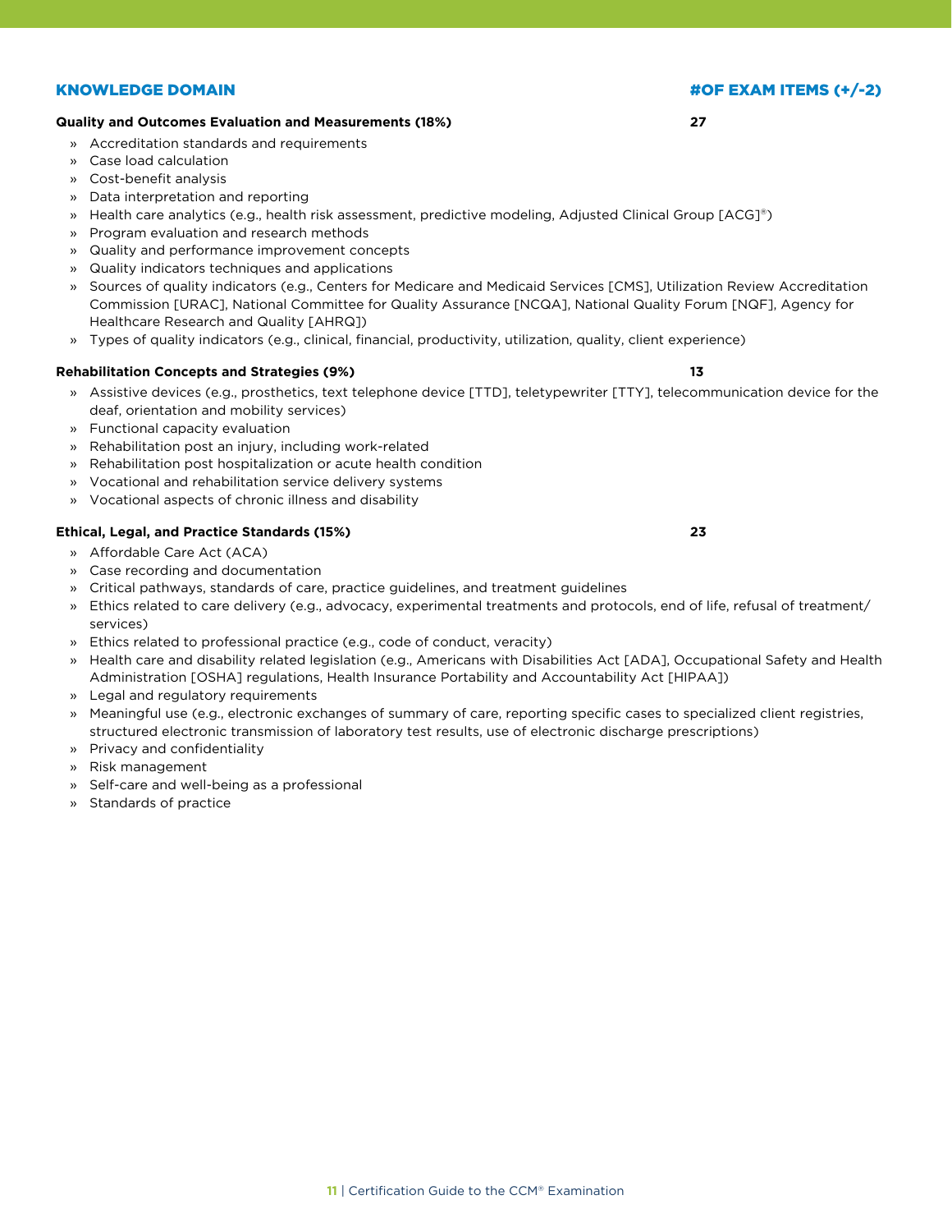| KNOWLEDGE DOMAIN | #OF EXAM ITEMS (+/-2) |
|---|---|
| **Quality and Outcomes Evaluation and Measurements (18%)** | **27** |

- Accreditation standards and requirements
- Case load calculation
- Cost-benefit analysis
- Data interpretation and reporting
- Health care analytics (e.g., health risk assessment, predictive modeling, Adjusted Clinical Group [ACG]®)
- Program evaluation and research methods
- Quality and performance improvement concepts
- Quality indicators techniques and applications
- Sources of quality indicators (e.g., Centers for Medicare and Medicaid Services [CMS], Utilization Review Accreditation Commission [URAC], National Committee for Quality Assurance [NCQA], National Quality Forum [NQF], Agency for Healthcare Research and Quality [AHRQ])
- Types of quality indicators (e.g., clinical, financial, productivity, utilization, quality, client experience)

| | |
|---|---|
| **Rehabilitation Concepts and Strategies (9%)** | **13** |

- Assistive devices (e.g., prosthetics, text telephone device [TTD], teletypewriter [TTY], telecommunication device for the deaf, orientation and mobility services)
- Functional capacity evaluation
- Rehabilitation post an injury, including work-related
- Rehabilitation post hospitalization or acute health condition
- Vocational and rehabilitation service delivery systems
- Vocational aspects of chronic illness and disability

| | |
|---|---|
| **Ethical, Legal, and Practice Standards (15%)** | **23** |

- Affordable Care Act (ACA)
- Case recording and documentation
- Critical pathways, standards of care, practice guidelines, and treatment guidelines
- Ethics related to care delivery (e.g., advocacy, experimental treatments and protocols, end of life, refusal of treatment/services)
- Ethics related to professional practice (e.g., code of conduct, veracity)
- Health care and disability related legislation (e.g., Americans with Disabilities Act [ADA], Occupational Safety and Health Administration [OSHA] regulations, Health Insurance Portability and Accountability Act [HIPAA])
- Legal and regulatory requirements
- Meaningful use (e.g., electronic exchanges of summary of care, reporting specific cases to specialized client registries, structured electronic transmission of laboratory test results, use of electronic discharge prescriptions)
- Privacy and confidentiality
- Risk management
- Self-care and well-being as a professional
- Standards of practice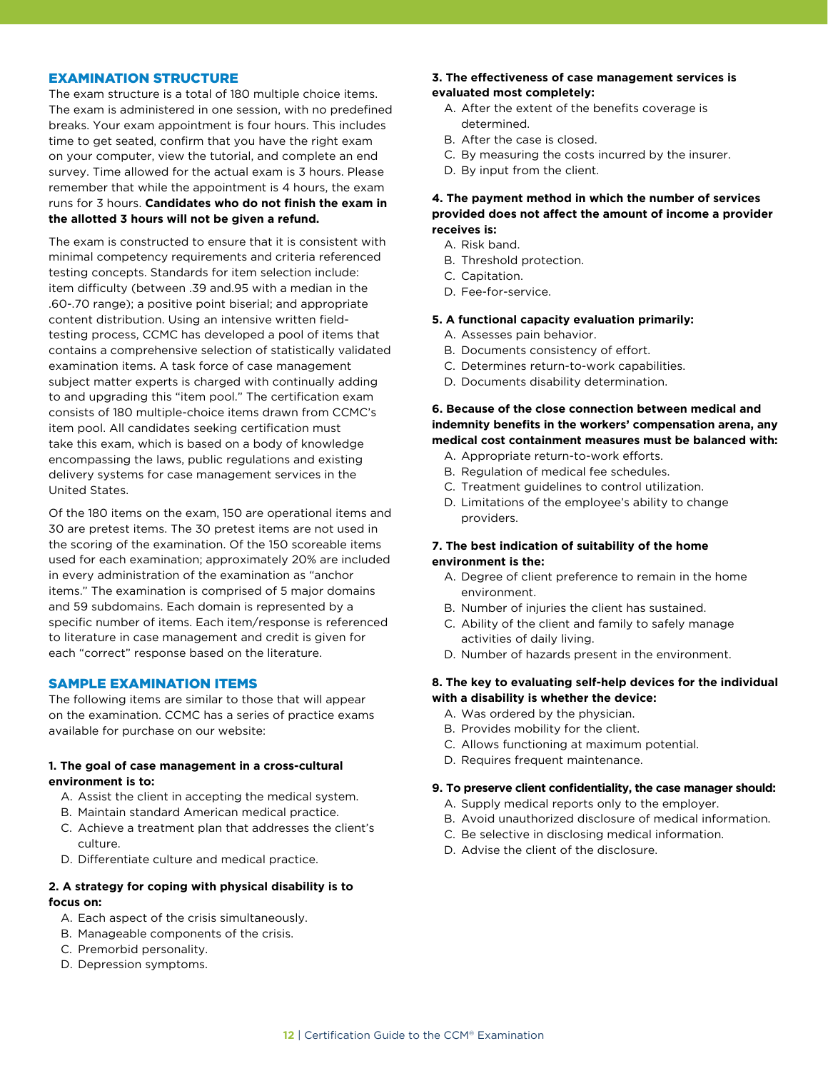## EXAMINATION STRUCTURE

The exam structure is a total of 180 multiple choice items. The exam is administered in one session, with no predefined breaks. Your exam appointment is four hours. This includes time to get seated, confirm that you have the right exam on your computer, view the tutorial, and complete an end survey. Time allowed for the actual exam is 3 hours. Please remember that while the appointment is 4 hours, the exam runs for 3 hours. **Candidates who do not finish the exam in the allotted 3 hours will not be given a refund.**

The exam is constructed to ensure that it is consistent with minimal competency requirements and criteria referenced testing concepts. Standards for item selection include: item difficulty (between .39 and.95 with a median in the .60-.70 range); a positive point biserial; and appropriate content distribution. Using an intensive written field-testing process, CCMC has developed a pool of items that contains a comprehensive selection of statistically validated examination items. A task force of case management subject matter experts is charged with continually adding to and upgrading this "item pool." The certification exam consists of 180 multiple-choice items drawn from CCMC's item pool. All candidates seeking certification must take this exam, which is based on a body of knowledge encompassing the laws, public regulations and existing delivery systems for case management services in the United States.

Of the 180 items on the exam, 150 are operational items and 30 are pretest items. The 30 pretest items are not used in the scoring of the examination. Of the 150 scoreable items used for each examination; approximately 20% are included in every administration of the examination as "anchor items." The examination is comprised of 5 major domains and 59 subdomains. Each domain is represented by a specific number of items. Each item/response is referenced to literature in case management and credit is given for each "correct" response based on the literature.

## SAMPLE EXAMINATION ITEMS

The following items are similar to those that will appear on the examination. CCMC has a series of practice exams available for purchase on our website:

**1. The goal of case management in a cross-cultural environment is to:**

A. Assist the client in accepting the medical system.
B. Maintain standard American medical practice.
C. Achieve a treatment plan that addresses the client's culture.
D. Differentiate culture and medical practice.

**2. A strategy for coping with physical disability is to focus on:**

A. Each aspect of the crisis simultaneously.
B. Manageable components of the crisis.
C. Premorbid personality.
D. Depression symptoms.

**3. The effectiveness of case management services is evaluated most completely:**

A. After the extent of the benefits coverage is determined.
B. After the case is closed.
C. By measuring the costs incurred by the insurer.
D. By input from the client.

**4. The payment method in which the number of services provided does not affect the amount of income a provider receives is:**

A. Risk band.
B. Threshold protection.
C. Capitation.
D. Fee-for-service.

**5. A functional capacity evaluation primarily:**

A. Assesses pain behavior.
B. Documents consistency of effort.
C. Determines return-to-work capabilities.
D. Documents disability determination.

**6. Because of the close connection between medical and indemnity benefits in the workers' compensation arena, any medical cost containment measures must be balanced with:**

A. Appropriate return-to-work efforts.
B. Regulation of medical fee schedules.
C. Treatment guidelines to control utilization.
D. Limitations of the employee's ability to change providers.

**7. The best indication of suitability of the home environment is the:**

A. Degree of client preference to remain in the home environment.
B. Number of injuries the client has sustained.
C. Ability of the client and family to safely manage activities of daily living.
D. Number of hazards present in the environment.

**8. The key to evaluating self-help devices for the individual with a disability is whether the device:**

A. Was ordered by the physician.
B. Provides mobility for the client.
C. Allows functioning at maximum potential.
D. Requires frequent maintenance.

**9. To preserve client confidentiality, the case manager should:**

A. Supply medical reports only to the employer.
B. Avoid unauthorized disclosure of medical information.
C. Be selective in disclosing medical information.
D. Advise the client of the disclosure.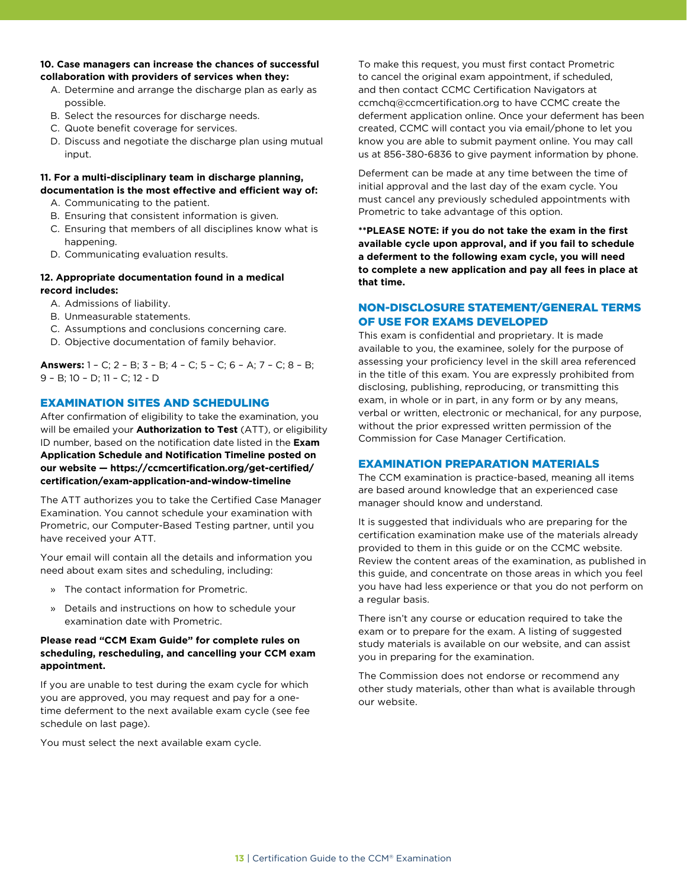**10. Case managers can increase the chances of successful collaboration with providers of services when they:**

A. Determine and arrange the discharge plan as early as possible.
B. Select the resources for discharge needs.
C. Quote benefit coverage for services.
D. Discuss and negotiate the discharge plan using mutual input.

**11. For a multi-disciplinary team in discharge planning, documentation is the most effective and efficient way of:**

A. Communicating to the patient.
B. Ensuring that consistent information is given.
C. Ensuring that members of all disciplines know what is happening.
D. Communicating evaluation results.

**12. Appropriate documentation found in a medical record includes:**

A. Admissions of liability.
B. Unmeasurable statements.
C. Assumptions and conclusions concerning care.
D. Objective documentation of family behavior.

**Answers:** 1 – C; 2 – B; 3 – B; 4 – C; 5 – C; 6 – A; 7 – C; 8 – B; 9 – B; 10 – D; 11 – C; 12 - D

## EXAMINATION SITES AND SCHEDULING

After confirmation of eligibility to take the examination, you will be emailed your **Authorization to Test** (ATT), or eligibility ID number, based on the notification date listed in the **Exam Application Schedule and Notification Timeline posted on our website — https://ccmcertification.org/get-certified/certification/exam-application-and-window-timeline**

The ATT authorizes you to take the Certified Case Manager Examination. You cannot schedule your examination with Prometric, our Computer-Based Testing partner, until you have received your ATT.

Your email will contain all the details and information you need about exam sites and scheduling, including:

- The contact information for Prometric.
- Details and instructions on how to schedule your examination date with Prometric.

**Please read "CCM Exam Guide" for complete rules on scheduling, rescheduling, and cancelling your CCM exam appointment.**

If you are unable to test during the exam cycle for which you are approved, you may request and pay for a one-time deferment to the next available exam cycle (see fee schedule on last page).

You must select the next available exam cycle.

To make this request, you must first contact Prometric to cancel the original exam appointment, if scheduled, and then contact CCMC Certification Navigators at ccmchq@ccmcertification.org to have CCMC create the deferment application online. Once your deferment has been created, CCMC will contact you via email/phone to let you know you are able to submit payment online. You may call us at 856-380-6836 to give payment information by phone.

Deferment can be made at any time between the time of initial approval and the last day of the exam cycle. You must cancel any previously scheduled appointments with Prometric to take advantage of this option.

****PLEASE NOTE: if you do not take the exam in the first available cycle upon approval, and if you fail to schedule a deferment to the following exam cycle, you will need to complete a new application and pay all fees in place at that time.**

## NON-DISCLOSURE STATEMENT/GENERAL TERMS OF USE FOR EXAMS DEVELOPED

This exam is confidential and proprietary. It is made available to you, the examinee, solely for the purpose of assessing your proficiency level in the skill area referenced in the title of this exam. You are expressly prohibited from disclosing, publishing, reproducing, or transmitting this exam, in whole or in part, in any form or by any means, verbal or written, electronic or mechanical, for any purpose, without the prior expressed written permission of the Commission for Case Manager Certification.

## EXAMINATION PREPARATION MATERIALS

The CCM examination is practice-based, meaning all items are based around knowledge that an experienced case manager should know and understand.

It is suggested that individuals who are preparing for the certification examination make use of the materials already provided to them in this guide or on the CCMC website. Review the content areas of the examination, as published in this guide, and concentrate on those areas in which you feel you have had less experience or that you do not perform on a regular basis.

There isn't any course or education required to take the exam or to prepare for the exam. A listing of suggested study materials is available on our website, and can assist you in preparing for the examination.

The Commission does not endorse or recommend any other study materials, other than what is available through our website.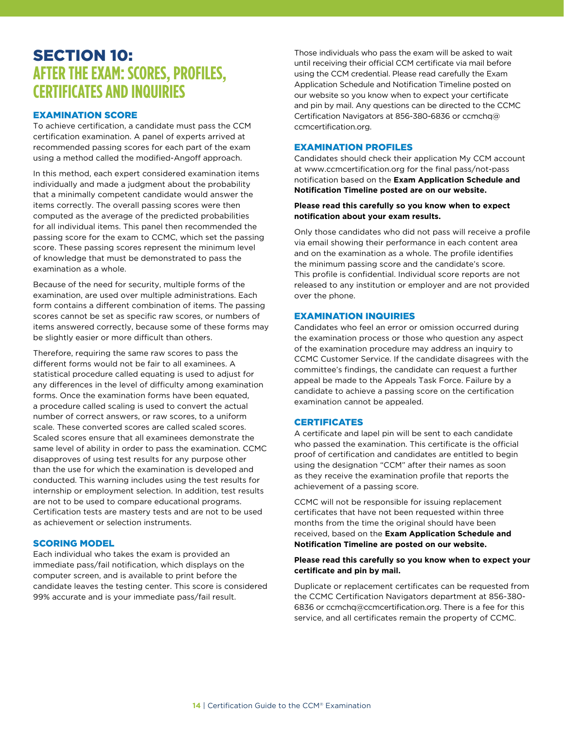# SECTION 10: AFTER THE EXAM: SCORES, PROFILES, CERTIFICATES AND INQUIRIES

## EXAMINATION SCORE

To achieve certification, a candidate must pass the CCM certification examination. A panel of experts arrived at recommended passing scores for each part of the exam using a method called the modified-Angoff approach.

In this method, each expert considered examination items individually and made a judgment about the probability that a minimally competent candidate would answer the items correctly. The overall passing scores were then computed as the average of the predicted probabilities for all individual items. This panel then recommended the passing score for the exam to CCMC, which set the passing score. These passing scores represent the minimum level of knowledge that must be demonstrated to pass the examination as a whole.

Because of the need for security, multiple forms of the examination, are used over multiple administrations. Each form contains a different combination of items. The passing scores cannot be set as specific raw scores, or numbers of items answered correctly, because some of these forms may be slightly easier or more difficult than others.

Therefore, requiring the same raw scores to pass the different forms would not be fair to all examinees. A statistical procedure called equating is used to adjust for any differences in the level of difficulty among examination forms. Once the examination forms have been equated, a procedure called scaling is used to convert the actual number of correct answers, or raw scores, to a uniform scale. These converted scores are called scaled scores. Scaled scores ensure that all examinees demonstrate the same level of ability in order to pass the examination. CCMC disapproves of using test results for any purpose other than the use for which the examination is developed and conducted. This warning includes using the test results for internship or employment selection. In addition, test results are not to be used to compare educational programs. Certification tests are mastery tests and are not to be used as achievement or selection instruments.

## SCORING MODEL

Each individual who takes the exam is provided an immediate pass/fail notification, which displays on the computer screen, and is available to print before the candidate leaves the testing center. This score is considered 99% accurate and is your immediate pass/fail result.

Those individuals who pass the exam will be asked to wait until receiving their official CCM certificate via mail before using the CCM credential. Please read carefully the Exam Application Schedule and Notification Timeline posted on our website so you know when to expect your certificate and pin by mail. Any questions can be directed to the CCMC Certification Navigators at 856-380-6836 or ccmchq@ccmcertification.org.

## EXAMINATION PROFILES

Candidates should check their application My CCM account at www.ccmcertification.org for the final pass/not-pass notification based on the **Exam Application Schedule and Notification Timeline posted are on our website.**

**Please read this carefully so you know when to expect notification about your exam results.**

Only those candidates who did not pass will receive a profile via email showing their performance in each content area and on the examination as a whole. The profile identifies the minimum passing score and the candidate's score. This profile is confidential. Individual score reports are not released to any institution or employer and are not provided over the phone.

## EXAMINATION INQUIRIES

Candidates who feel an error or omission occurred during the examination process or those who question any aspect of the examination procedure may address an inquiry to CCMC Customer Service. If the candidate disagrees with the committee's findings, the candidate can request a further appeal be made to the Appeals Task Force. Failure by a candidate to achieve a passing score on the certification examination cannot be appealed.

## CERTIFICATES

A certificate and lapel pin will be sent to each candidate who passed the examination. This certificate is the official proof of certification and candidates are entitled to begin using the designation "CCM" after their names as soon as they receive the examination profile that reports the achievement of a passing score.

CCMC will not be responsible for issuing replacement certificates that have not been requested within three months from the time the original should have been received, based on the **Exam Application Schedule and Notification Timeline are posted on our website.**

**Please read this carefully so you know when to expect your certificate and pin by mail.**

Duplicate or replacement certificates can be requested from the CCMC Certification Navigators department at 856-380-6836 or ccmchq@ccmcertification.org. There is a fee for this service, and all certificates remain the property of CCMC.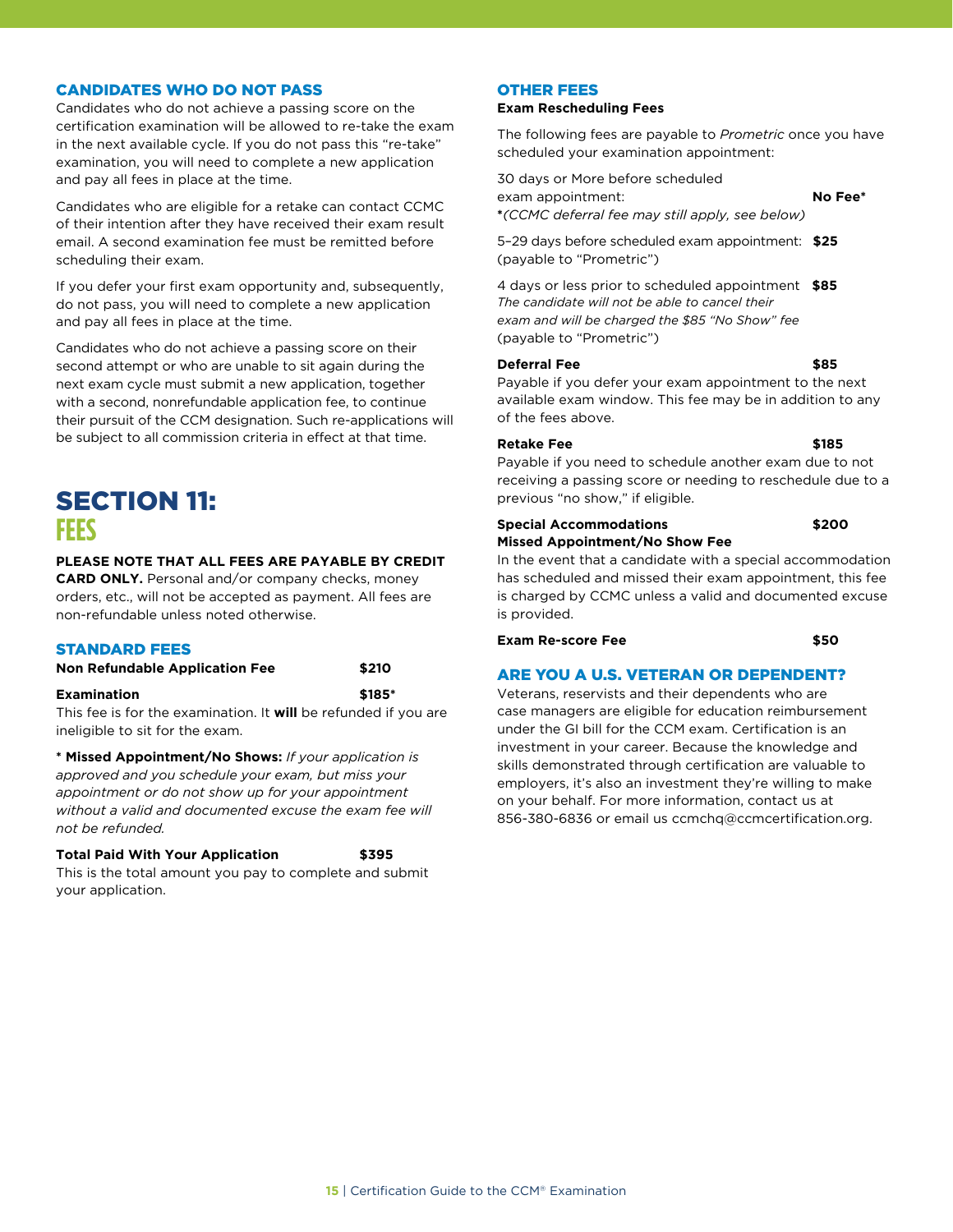### CANDIDATES WHO DO NOT PASS

Candidates who do not achieve a passing score on the certification examination will be allowed to re-take the exam in the next available cycle. If you do not pass this "re-take" examination, you will need to complete a new application and pay all fees in place at the time.

Candidates who are eligible for a retake can contact CCMC of their intention after they have received their exam result email. A second examination fee must be remitted before scheduling their exam.

If you defer your first exam opportunity and, subsequently, do not pass, you will need to complete a new application and pay all fees in place at the time.

Candidates who do not achieve a passing score on their second attempt or who are unable to sit again during the next exam cycle must submit a new application, together with a second, nonrefundable application fee, to continue their pursuit of the CCM designation. Such re-applications will be subject to all commission criteria in effect at that time.

# SECTION 11: FEES

**PLEASE NOTE THAT ALL FEES ARE PAYABLE BY CREDIT CARD ONLY.** Personal and/or company checks, money orders, etc., will not be accepted as payment. All fees are non-refundable unless noted otherwise.

### STANDARD FEES

**Non Refundable Application Fee** **$210**

**Examination** **$185***

This fee is for the examination. It **will** be refunded if you are ineligible to sit for the exam.

*** Missed Appointment/No Shows:** *If your application is approved and you schedule your exam, but miss your appointment or do not show up for your appointment without a valid and documented excuse the exam fee will not be refunded.*

**Total Paid With Your Application** **$395**

This is the total amount you pay to complete and submit your application.

### OTHER FEES

**Exam Rescheduling Fees**

The following fees are payable to *Prometric* once you have scheduled your examination appointment:

30 days or More before scheduled exam appointment: **No Fee***
*\*(CCMC deferral fee may still apply, see below)*

5–29 days before scheduled exam appointment: **$25**
(payable to "Prometric")

4 days or less prior to scheduled appointment **$85**
*The candidate will not be able to cancel their exam and will be charged the $85 "No Show" fee*
(payable to "Prometric")

**Deferral Fee** **$85**

Payable if you defer your exam appointment to the next available exam window. This fee may be in addition to any of the fees above.

**Retake Fee** **$185**

Payable if you need to schedule another exam due to not receiving a passing score or needing to reschedule due to a previous "no show," if eligible.

**Special Accommodations Missed Appointment/No Show Fee** **$200**

In the event that a candidate with a special accommodation has scheduled and missed their exam appointment, this fee is charged by CCMC unless a valid and documented excuse is provided.

**Exam Re-score Fee** **$50**

### ARE YOU A U.S. VETERAN OR DEPENDENT?

Veterans, reservists and their dependents who are case managers are eligible for education reimbursement under the GI bill for the CCM exam. Certification is an investment in your career. Because the knowledge and skills demonstrated through certification are valuable to employers, it's also an investment they're willing to make on your behalf. For more information, contact us at 856-380-6836 or email us ccmchq@ccmcertification.org.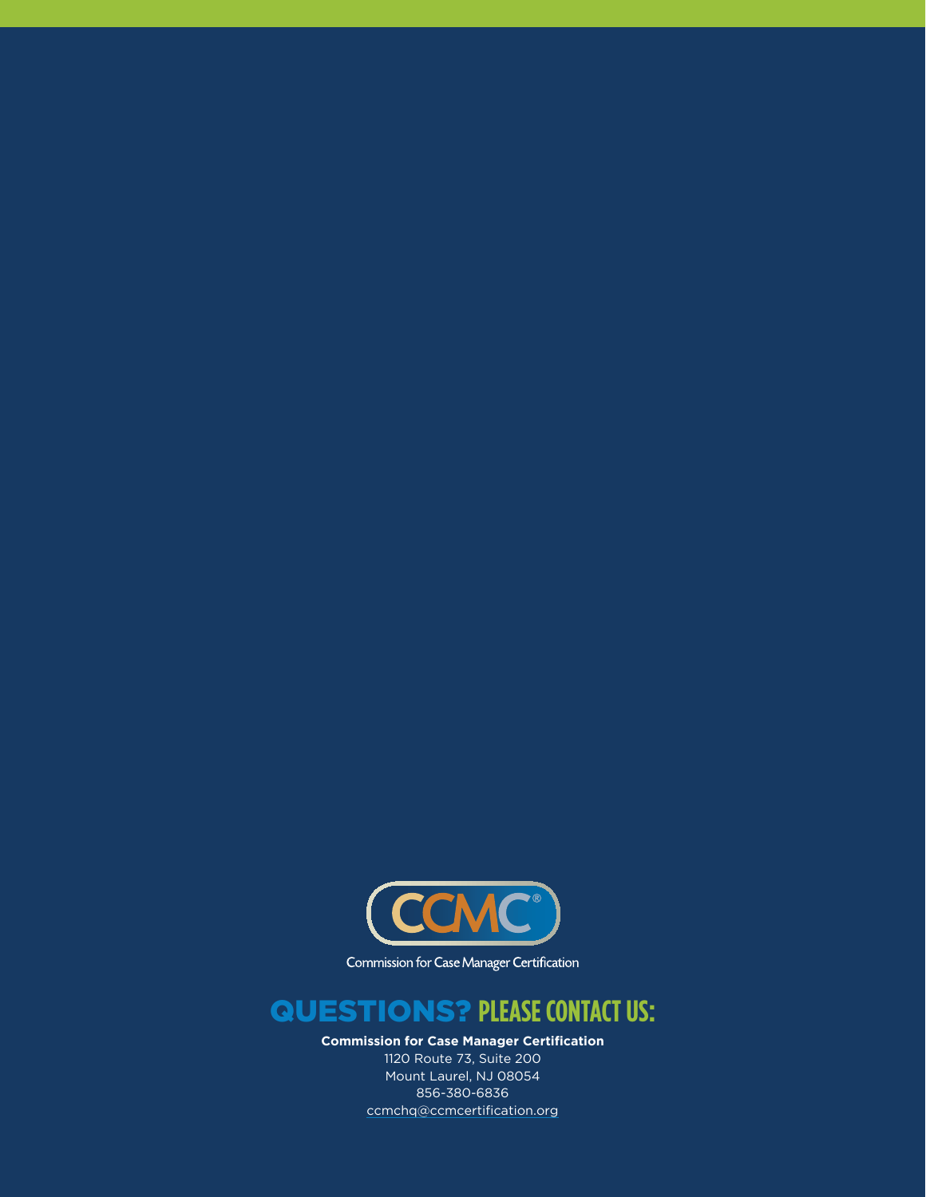CCMC®

Commission for Case Manager Certification

## QUESTIONS? PLEASE CONTACT US:

**Commission for Case Manager Certification**
1120 Route 73, Suite 200
Mount Laurel, NJ 08054
856-380-6836
ccmchq@ccmcertification.org